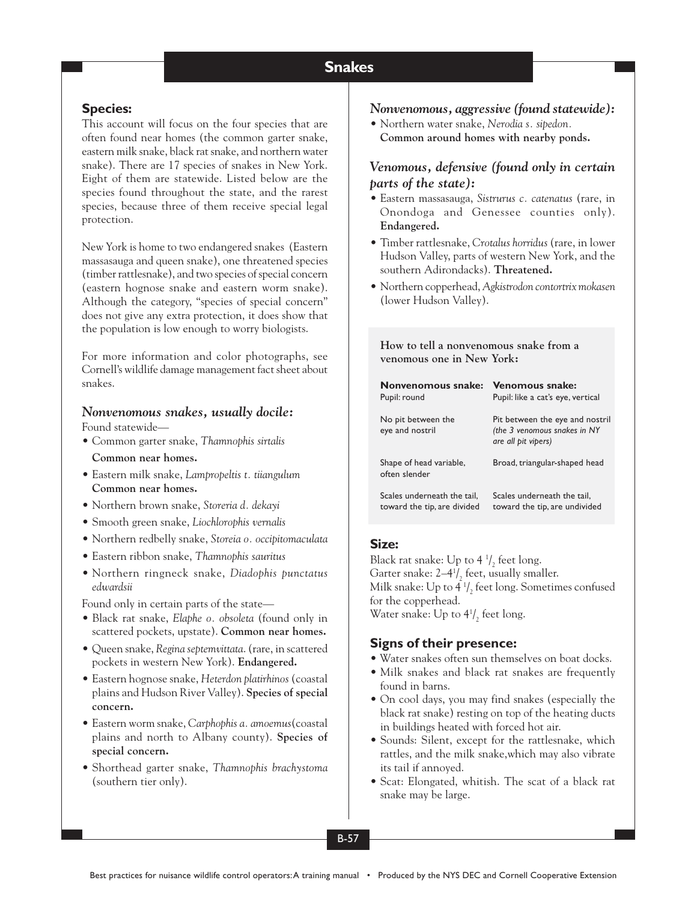# Snakes

## Species:

This account will focus on the four species that are often found near homes (the common garter snake, eastern milk snake, black rat snake, and northern water snake). There are 17 species of snakes in New York. Eight of them are statewide. Listed below are the species found throughout the state, and the rarest species, because three of them receive special legal protection.

New York is home to two endangered snakes (Eastern massasauga and queen snake), one threatened species (timber rattlesnake), and two species of special concern (eastern hognose snake and eastern worm snake). Although the category, "species of special concern" does not give any extra protection, it does show that the population is low enough to worry biologists.

For more information and color photographs, see Cornell's wildlife damage management fact sheet about snakes.

### *Nonvenomous snakes, usually docile:*

Found statewide—

- Common garter snake, *Thamnophis sirtalis*
  **Common near homes.**
- Eastern milk snake, *Lampropeltis t. tiiangulum*
  **Common near homes.**
- Northern brown snake, *Storeria d. dekayi*
- Smooth green snake, *Liochlorophis vernalis*
- Northern redbelly snake, *Storeia o. occipitomaculata*
- Eastern ribbon snake, *Thamnophis sauritus*
- Northern ringneck snake, *Diadophis punctatus edwardsii*

Found only in certain parts of the state—

- Black rat snake, *Elaphe o. obsoleta* (found only in scattered pockets, upstate). **Common near homes.**
- Queen snake, *Regina septemvittata.* (rare, in scattered pockets in western New York). **Endangered.**
- Eastern hognose snake, *Heterdon platirhinos* (coastal plains and Hudson River Valley). **Species of special concern.**
- Eastern worm snake, *Carphophis a. amoemus* (coastal plains and north to Albany county). **Species of special concern.**
- Shorthead garter snake, *Thamnophis brachystoma* (southern tier only).

### *Nonvenomous, aggressive (found statewide):*

- Northern water snake, *Nerodia s. sipedon.*
  **Common around homes with nearby ponds.**

### *Venomous, defensive (found only in certain parts of the state):*

- Eastern massasauga, *Sistrurus c. catenatus* (rare, in Onondoga and Genessee counties only). **Endangered.**
- Timber rattlesnake, *Crotalus horridus* (rare, in lower Hudson Valley, parts of western New York, and the southern Adirondacks). **Threatened.**
- Northern copperhead, *Agkistrodon contortrix mokasen* (lower Hudson Valley).

**How to tell a nonvenomous snake from a venomous one in New York:**

| Nonvenomous snake: | Venomous snake: |
|---|---|
| Pupil: round | Pupil: like a cat's eye, vertical |
| No pit between the eye and nostril | Pit between the eye and nostril *(the 3 venomous snakes in NY are all pit vipers)* |
| Shape of head variable, often slender | Broad, triangular-shaped head |
| Scales underneath the tail, toward the tip, are divided | Scales underneath the tail, toward the tip, are undivided |

## Size:

Black rat snake: Up to 4 1/2 feet long.
Garter snake: 2–4 1/2 feet, usually smaller.
Milk snake: Up to 4 1/2 feet long. Sometimes confused for the copperhead.
Water snake: Up to 4 1/2 feet long.

## Signs of their presence:

- Water snakes often sun themselves on boat docks.
- Milk snakes and black rat snakes are frequently found in barns.
- On cool days, you may find snakes (especially the black rat snake) resting on top of the heating ducts in buildings heated with forced hot air.
- Sounds: Silent, except for the rattlesnake, which rattles, and the milk snake,which may also vibrate its tail if annoyed.
- Scat: Elongated, whitish. The scat of a black rat snake may be large.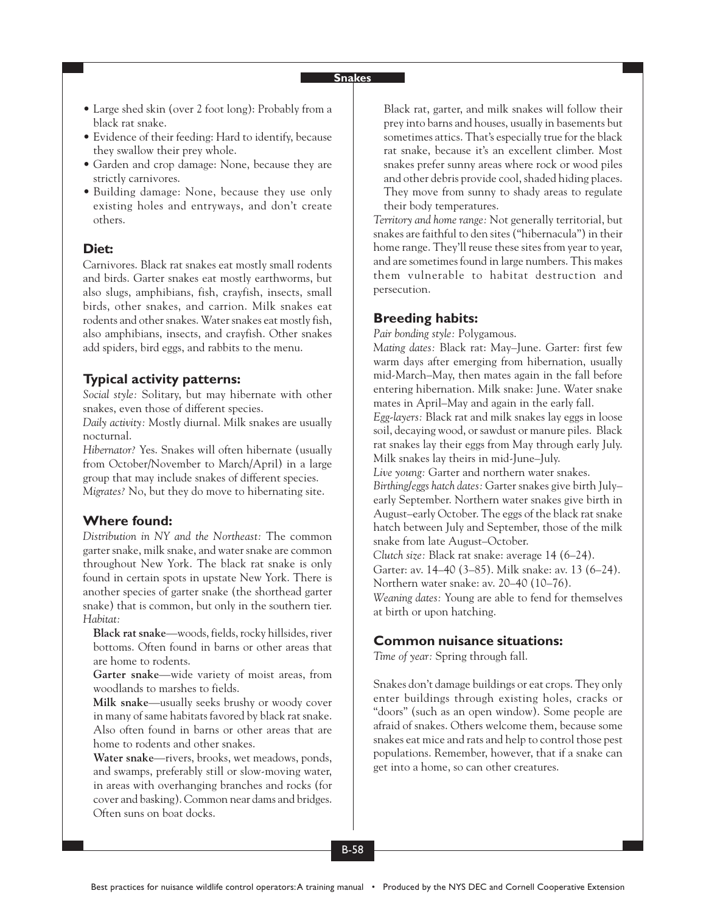- Large shed skin (over 2 foot long): Probably from a black rat snake.
- Evidence of their feeding: Hard to identify, because they swallow their prey whole.
- Garden and crop damage: None, because they are strictly carnivores.
- Building damage: None, because they use only existing holes and entryways, and don't create others.

## Diet:

Carnivores. Black rat snakes eat mostly small rodents and birds. Garter snakes eat mostly earthworms, but also slugs, amphibians, fish, crayfish, insects, small birds, other snakes, and carrion. Milk snakes eat rodents and other snakes. Water snakes eat mostly fish, also amphibians, insects, and crayfish. Other snakes add spiders, bird eggs, and rabbits to the menu.

## Typical activity patterns:

*Social style:* Solitary, but may hibernate with other snakes, even those of different species.

*Daily activity:* Mostly diurnal. Milk snakes are usually nocturnal.

*Hibernator?* Yes. Snakes will often hibernate (usually from October/November to March/April) in a large group that may include snakes of different species.

*Migrates?* No, but they do move to hibernating site.

## Where found:

*Distribution in NY and the Northeast:* The common garter snake, milk snake, and water snake are common throughout New York. The black rat snake is only found in certain spots in upstate New York. There is another species of garter snake (the shorthead garter snake) that is common, but only in the southern tier.

*Habitat:*

**Black rat snake**—woods, fields, rocky hillsides, river bottoms. Often found in barns or other areas that are home to rodents.

**Garter snake**—wide variety of moist areas, from woodlands to marshes to fields.

**Milk snake**—usually seeks brushy or woody cover in many of same habitats favored by black rat snake. Also often found in barns or other areas that are home to rodents and other snakes.

**Water snake**—rivers, brooks, wet meadows, ponds, and swamps, preferably still or slow-moving water, in areas with overhanging branches and rocks (for cover and basking). Common near dams and bridges. Often suns on boat docks.

Black rat, garter, and milk snakes will follow their prey into barns and houses, usually in basements but sometimes attics. That's especially true for the black rat snake, because it's an excellent climber. Most snakes prefer sunny areas where rock or wood piles and other debris provide cool, shaded hiding places. They move from sunny to shady areas to regulate their body temperatures.

*Territory and home range:* Not generally territorial, but snakes are faithful to den sites ("hibernacula") in their home range. They'll reuse these sites from year to year, and are sometimes found in large numbers. This makes them vulnerable to habitat destruction and persecution.

## Breeding habits:

*Pair bonding style:* Polygamous.

*Mating dates:* Black rat: May–June. Garter: first few warm days after emerging from hibernation, usually mid-March–May, then mates again in the fall before entering hibernation. Milk snake: June. Water snake mates in April–May and again in the early fall.

*Egg-layers:* Black rat and milk snakes lay eggs in loose soil, decaying wood, or sawdust or manure piles. Black rat snakes lay their eggs from May through early July. Milk snakes lay theirs in mid-June–July.

*Live young:* Garter and northern water snakes.

*Birthing/eggs hatch dates:* Garter snakes give birth July–early September. Northern water snakes give birth in August–early October. The eggs of the black rat snake hatch between July and September, those of the milk snake from late August–October.

*Clutch size:* Black rat snake: average 14 (6–24). Garter: av. 14–40 (3–85). Milk snake: av. 13 (6–24). Northern water snake: av. 20–40 (10–76).

*Weaning dates:* Young are able to fend for themselves at birth or upon hatching.

## Common nuisance situations:

*Time of year:* Spring through fall.

Snakes don't damage buildings or eat crops. They only enter buildings through existing holes, cracks or "doors" (such as an open window). Some people are afraid of snakes. Others welcome them, because some snakes eat mice and rats and help to control those pest populations. Remember, however, that if a snake can get into a home, so can other creatures.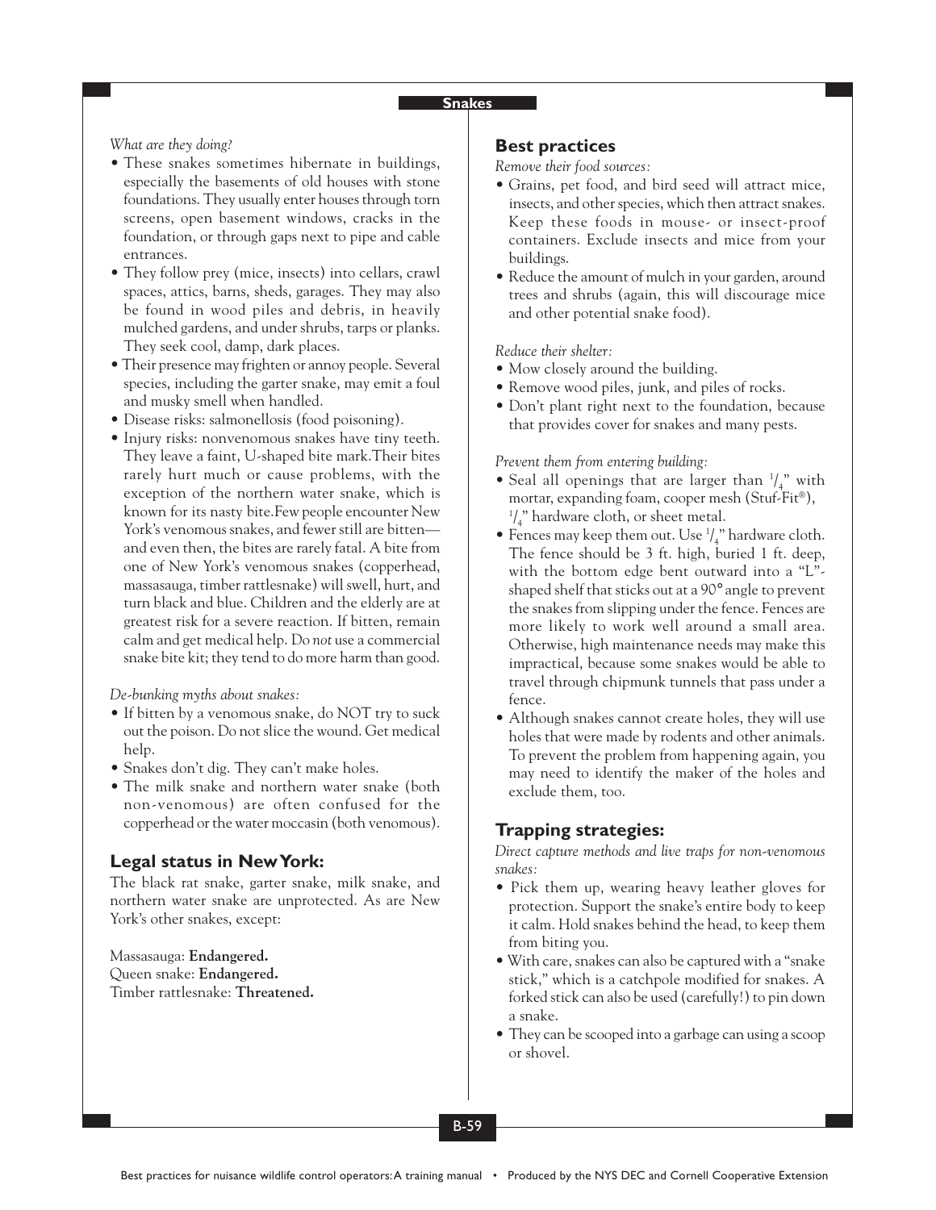*What are they doing?*

- These snakes sometimes hibernate in buildings, especially the basements of old houses with stone foundations. They usually enter houses through torn screens, open basement windows, cracks in the foundation, or through gaps next to pipe and cable entrances.
- They follow prey (mice, insects) into cellars, crawl spaces, attics, barns, sheds, garages. They may also be found in wood piles and debris, in heavily mulched gardens, and under shrubs, tarps or planks. They seek cool, damp, dark places.
- Their presence may frighten or annoy people. Several species, including the garter snake, may emit a foul and musky smell when handled.
- Disease risks: salmonellosis (food poisoning).
- Injury risks: nonvenomous snakes have tiny teeth. They leave a faint, U-shaped bite mark.Their bites rarely hurt much or cause problems, with the exception of the northern water snake, which is known for its nasty bite.Few people encounter New York's venomous snakes, and fewer still are bitten—and even then, the bites are rarely fatal. A bite from one of New York's venomous snakes (copperhead, massasauga, timber rattlesnake) will swell, hurt, and turn black and blue. Children and the elderly are at greatest risk for a severe reaction. If bitten, remain calm and get medical help. Do *not* use a commercial snake bite kit; they tend to do more harm than good.

*De-bunking myths about snakes:*

- If bitten by a venomous snake, do NOT try to suck out the poison. Do not slice the wound. Get medical help.
- Snakes don't dig. They can't make holes.
- The milk snake and northern water snake (both non-venomous) are often confused for the copperhead or the water moccasin (both venomous).

## Legal status in New York:

The black rat snake, garter snake, milk snake, and northern water snake are unprotected. As are New York's other snakes, except:

Massasauga: **Endangered.**
Queen snake: **Endangered.**
Timber rattlesnake: **Threatened.**

## Best practices

*Remove their food sources:*

- Grains, pet food, and bird seed will attract mice, insects, and other species, which then attract snakes. Keep these foods in mouse- or insect-proof containers. Exclude insects and mice from your buildings.
- Reduce the amount of mulch in your garden, around trees and shrubs (again, this will discourage mice and other potential snake food).

*Reduce their shelter:*

- Mow closely around the building.
- Remove wood piles, junk, and piles of rocks.
- Don't plant right next to the foundation, because that provides cover for snakes and many pests.

*Prevent them from entering building:*

- Seal all openings that are larger than 1/4" with mortar, expanding foam, cooper mesh (Stuf-Fit®), 1/4" hardware cloth, or sheet metal.
- Fences may keep them out. Use 1/4" hardware cloth. The fence should be 3 ft. high, buried 1 ft. deep, with the bottom edge bent outward into a "L"-shaped shelf that sticks out at a 90° angle to prevent the snakes from slipping under the fence. Fences are more likely to work well around a small area. Otherwise, high maintenance needs may make this impractical, because some snakes would be able to travel through chipmunk tunnels that pass under a fence.
- Although snakes cannot create holes, they will use holes that were made by rodents and other animals. To prevent the problem from happening again, you may need to identify the maker of the holes and exclude them, too.

## Trapping strategies:

*Direct capture methods and live traps for non-venomous snakes:*

- Pick them up, wearing heavy leather gloves for protection. Support the snake's entire body to keep it calm. Hold snakes behind the head, to keep them from biting you.
- With care, snakes can also be captured with a "snake stick," which is a catchpole modified for snakes. A forked stick can also be used (carefully!) to pin down a snake.
- They can be scooped into a garbage can using a scoop or shovel.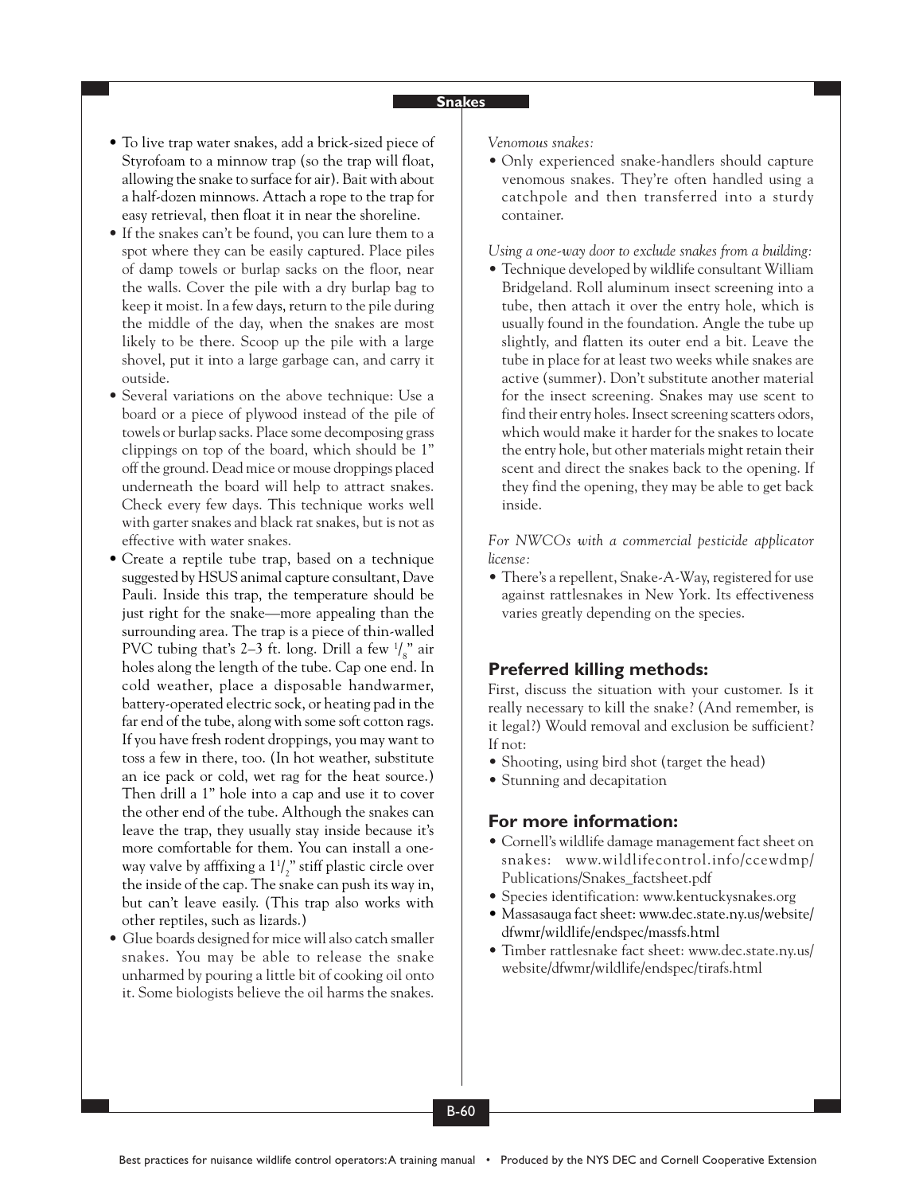- To live trap water snakes, add a brick-sized piece of Styrofoam to a minnow trap (so the trap will float, allowing the snake to surface for air). Bait with about a half-dozen minnows. Attach a rope to the trap for easy retrieval, then float it in near the shoreline.
- If the snakes can't be found, you can lure them to a spot where they can be easily captured. Place piles of damp towels or burlap sacks on the floor, near the walls. Cover the pile with a dry burlap bag to keep it moist. In a few days, return to the pile during the middle of the day, when the snakes are most likely to be there. Scoop up the pile with a large shovel, put it into a large garbage can, and carry it outside.
- Several variations on the above technique: Use a board or a piece of plywood instead of the pile of towels or burlap sacks. Place some decomposing grass clippings on top of the board, which should be 1" off the ground. Dead mice or mouse droppings placed underneath the board will help to attract snakes. Check every few days. This technique works well with garter snakes and black rat snakes, but is not as effective with water snakes.
- Create a reptile tube trap, based on a technique suggested by HSUS animal capture consultant, Dave Pauli. Inside this trap, the temperature should be just right for the snake—more appealing than the surrounding area. The trap is a piece of thin-walled PVC tubing that's 2–3 ft. long. Drill a few 1/8" air holes along the length of the tube. Cap one end. In cold weather, place a disposable handwarmer, battery-operated electric sock, or heating pad in the far end of the tube, along with some soft cotton rags. If you have fresh rodent droppings, you may want to toss a few in there, too. (In hot weather, substitute an ice pack or cold, wet rag for the heat source.) Then drill a 1" hole into a cap and use it to cover the other end of the tube. Although the snakes can leave the trap, they usually stay inside because it's more comfortable for them. You can install a one-way valve by afffixing a 1 1/2" stiff plastic circle over the inside of the cap. The snake can push its way in, but can't leave easily. (This trap also works with other reptiles, such as lizards.)
- Glue boards designed for mice will also catch smaller snakes. You may be able to release the snake unharmed by pouring a little bit of cooking oil onto it. Some biologists believe the oil harms the snakes.

*Venomous snakes:*

- Only experienced snake-handlers should capture venomous snakes. They're often handled using a catchpole and then transferred into a sturdy container.

*Using a one-way door to exclude snakes from a building:*

- Technique developed by wildlife consultant William Bridgeland. Roll aluminum insect screening into a tube, then attach it over the entry hole, which is usually found in the foundation. Angle the tube up slightly, and flatten its outer end a bit. Leave the tube in place for at least two weeks while snakes are active (summer). Don't substitute another material for the insect screening. Snakes may use scent to find their entry holes. Insect screening scatters odors, which would make it harder for the snakes to locate the entry hole, but other materials might retain their scent and direct the snakes back to the opening. If they find the opening, they may be able to get back inside.

*For NWCOs with a commercial pesticide applicator license:*

- There's a repellent, Snake-A-Way, registered for use against rattlesnakes in New York. Its effectiveness varies greatly depending on the species.

## Preferred killing methods:

First, discuss the situation with your customer. Is it really necessary to kill the snake? (And remember, is it legal?) Would removal and exclusion be sufficient? If not:

- Shooting, using bird shot (target the head)
- Stunning and decapitation

## For more information:

- Cornell's wildlife damage management fact sheet on snakes: www.wildlifecontrol.info/ccewdmp/Publications/Snakes_factsheet.pdf
- Species identification: www.kentuckysnakes.org
- Massasauga fact sheet: www.dec.state.ny.us/website/dfwmr/wildlife/endspec/massfs.html
- Timber rattlesnake fact sheet: www.dec.state.ny.us/website/dfwmr/wildlife/endspec/tirafs.html